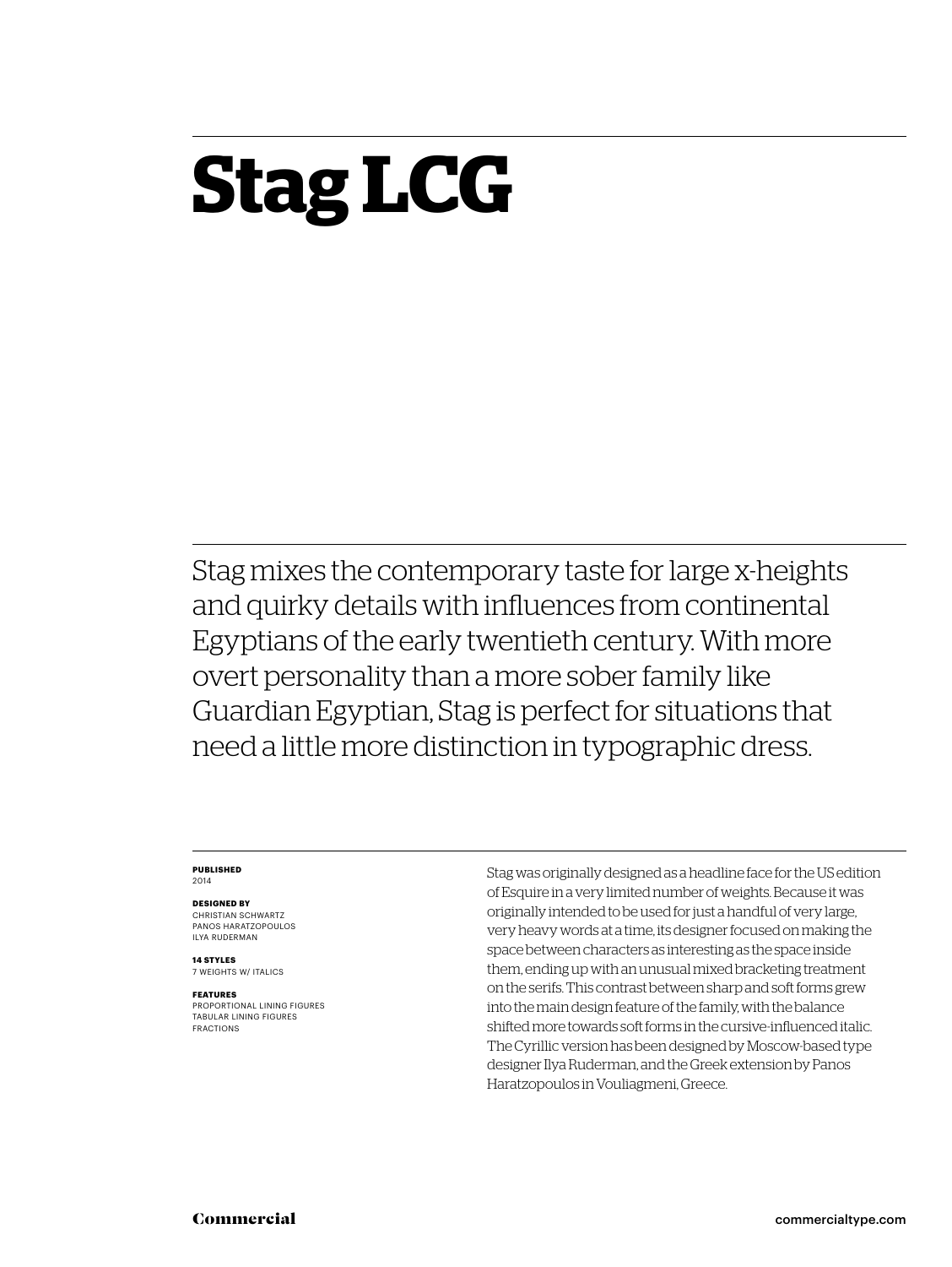# Stag LCG

Stag mixes the contemporary taste for large x-heights and quirky details with influences from continental Egyptians of the early twentieth century. With more overt personality than a more sober family like Guardian Egyptian, Stag is perfect for situations that need a little more distinction in typographic dress.

**PUBLISHED**
2014

**DESIGNED BY**
CHRISTIAN SCHWARTZ
PANOS HARATZOPOULOS
ILYA RUDERMAN

**14 STYLES**
7 WEIGHTS W/ ITALICS

**FEATURES**
PROPORTIONAL LINING FIGURES
TABULAR LINING FIGURES
FRACTIONS

Stag was originally designed as a headline face for the US edition of Esquire in a very limited number of weights. Because it was originally intended to be used for just a handful of very large, very heavy words at a time, its designer focused on making the space between characters as interesting as the space inside them, ending up with an unusual mixed bracketing treatment on the serifs. This contrast between sharp and soft forms grew into the main design feature of the family, with the balance shifted more towards soft forms in the cursive-influenced italic. The Cyrillic version has been designed by Moscow-based type designer Ilya Ruderman, and the Greek extension by Panos Haratzopoulos in Vouliagmeni, Greece.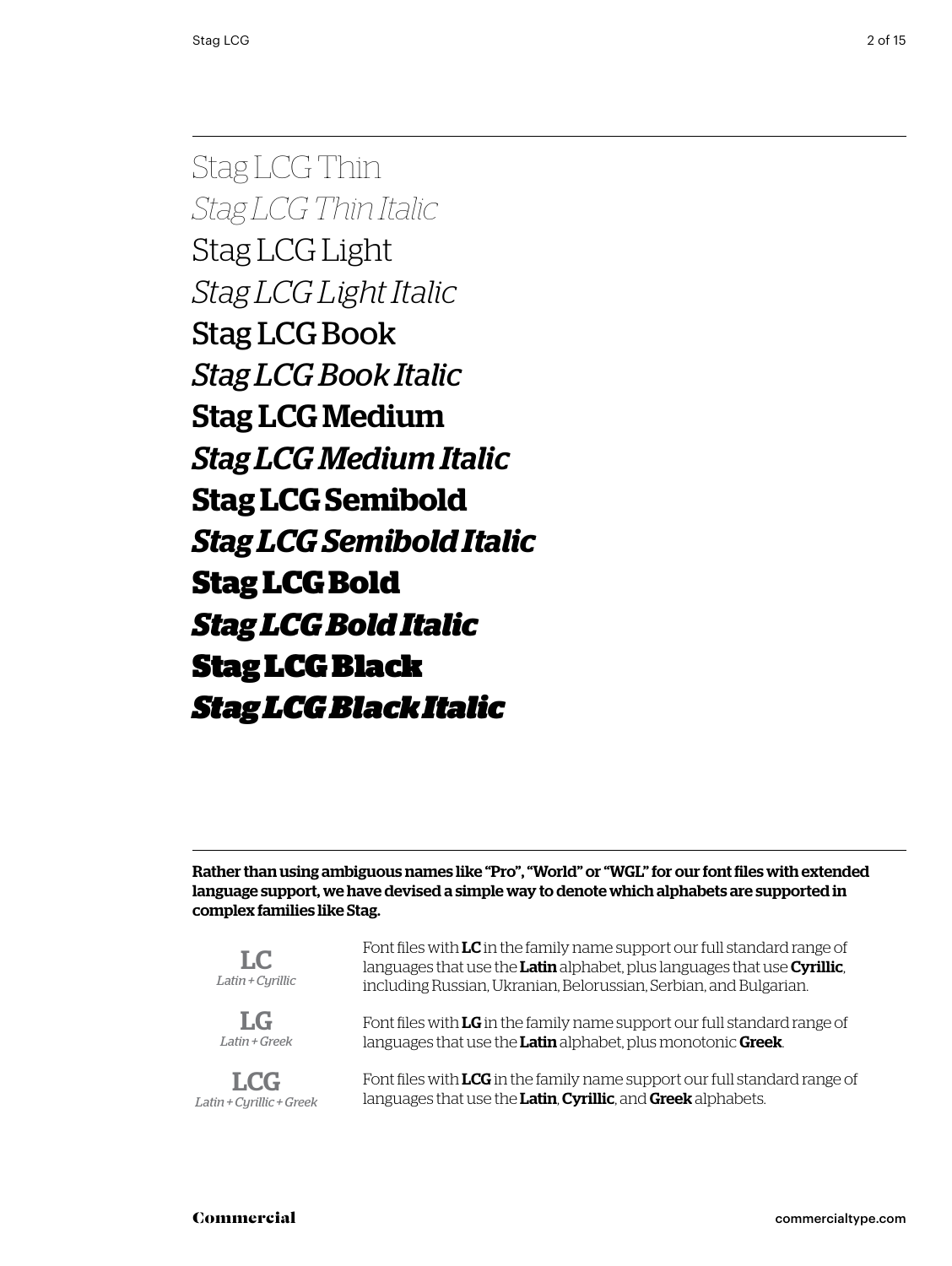Stag LCG Thin

*Stag LCG Thin Italic*

Stag LCG Light

*Stag LCG Light Italic*

Stag LCG Book

*Stag LCG Book Italic*

**Stag LCG Medium**

***Stag LCG Medium Italic***

**Stag LCG Semibold**

***Stag LCG Semibold Italic***

**Stag LCG Bold**

***Stag LCG Bold Italic***

**Stag LCG Black**

***Stag LCG Black Italic***

---

**Rather than using ambiguous names like "Pro", "World" or "WGL" for our font files with extended language support, we have devised a simple way to denote which alphabets are supported in complex families like Stag.**

**LC**
*Latin + Cyrillic*

Font files with **LC** in the family name support our full standard range of languages that use the **Latin** alphabet, plus languages that use **Cyrillic**, including Russian, Ukranian, Belorussian, Serbian, and Bulgarian.

**LG**
*Latin + Greek*

Font files with **LG** in the family name support our full standard range of languages that use the **Latin** alphabet, plus monotonic **Greek**.

**LCG**
*Latin + Cyrillic + Greek*

Font files with **LCG** in the family name support our full standard range of languages that use the **Latin**, **Cyrillic**, and **Greek** alphabets.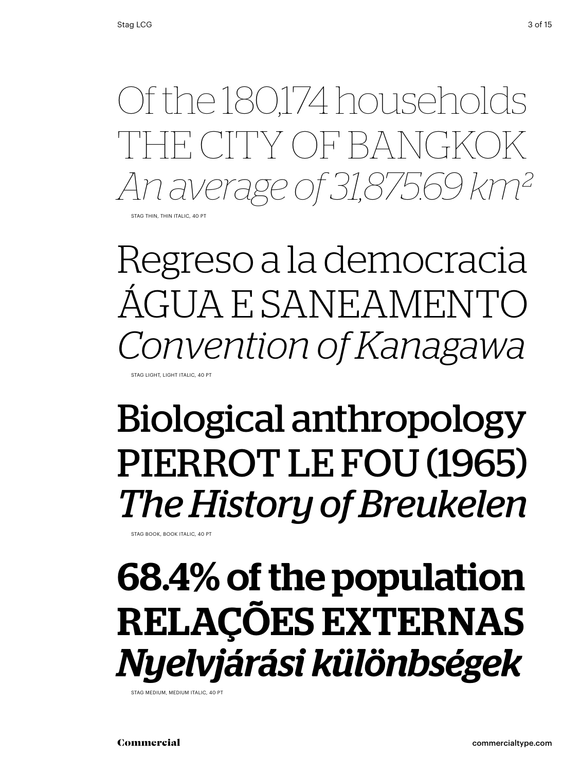Of the 180,174 households

THE CITY OF BANGKOK

*An average of 31,875.69 km²*

STAG THIN, THIN ITALIC, 40 PT

Regreso a la democracia

ÁGUA E SANEAMENTO

*Convention of Kanagawa*

STAG LIGHT, LIGHT ITALIC, 40 PT

Biological anthropology

PIERROT LE FOU (1965)

*The History of Breukelen*

STAG BOOK, BOOK ITALIC, 40 PT

**68.4% of the population**

**RELAÇÕES EXTERNAS**

***Nyelvjárási különbségek***

STAG MEDIUM, MEDIUM ITALIC, 40 PT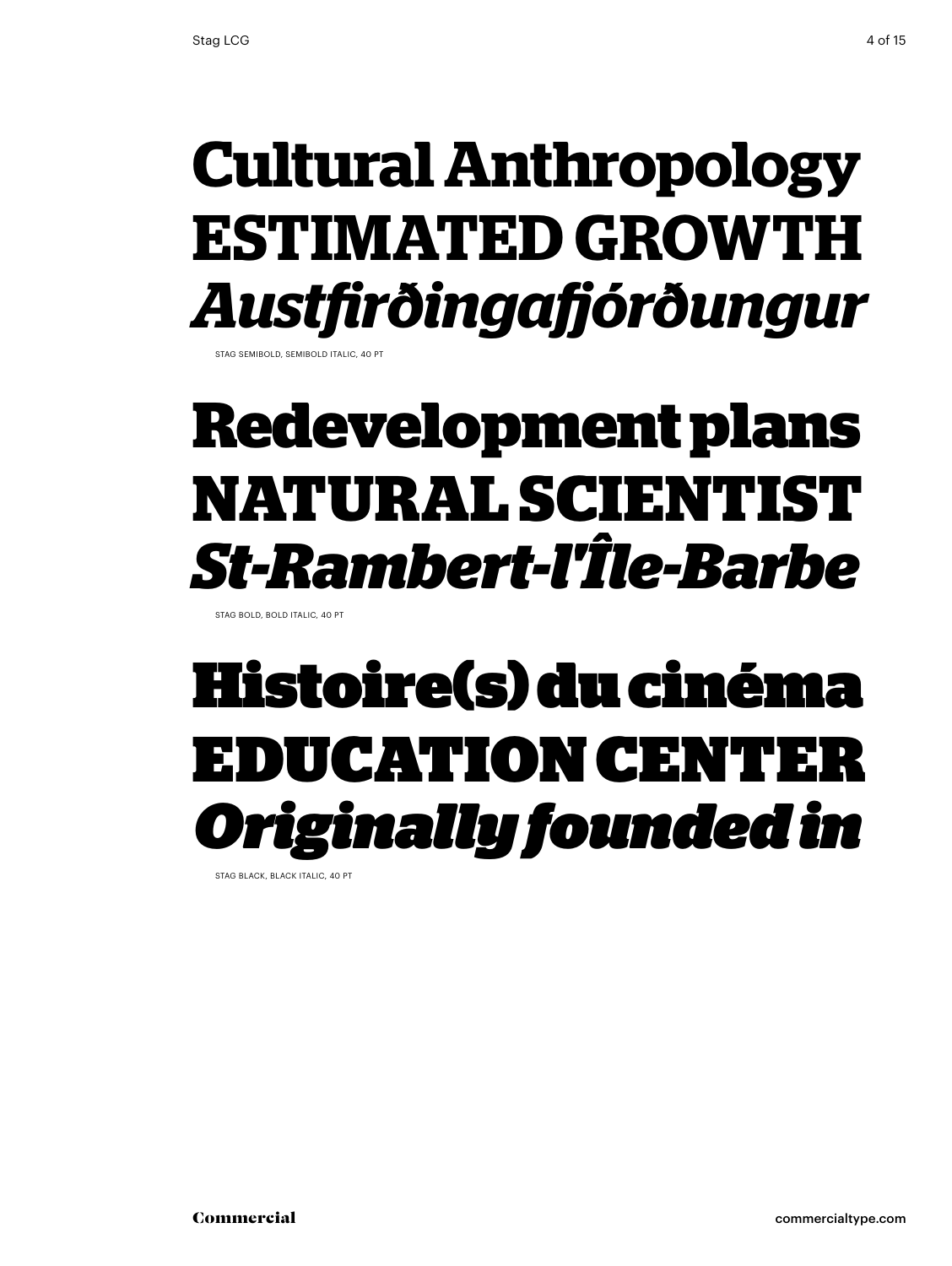**Cultural Anthropology**
**ESTIMATED GROWTH**
***Austfirðingafjórðungur***

STAG SEMIBOLD, SEMIBOLD ITALIC, 40 PT

**Redevelopment plans**
**NATURAL SCIENTIST**
***St-Rambert-l'Île-Barbe***

STAG BOLD, BOLD ITALIC, 40 PT

**Histoire(s) du cinéma**
**EDUCATION CENTER**
***Originally founded in***

STAG BLACK, BLACK ITALIC, 40 PT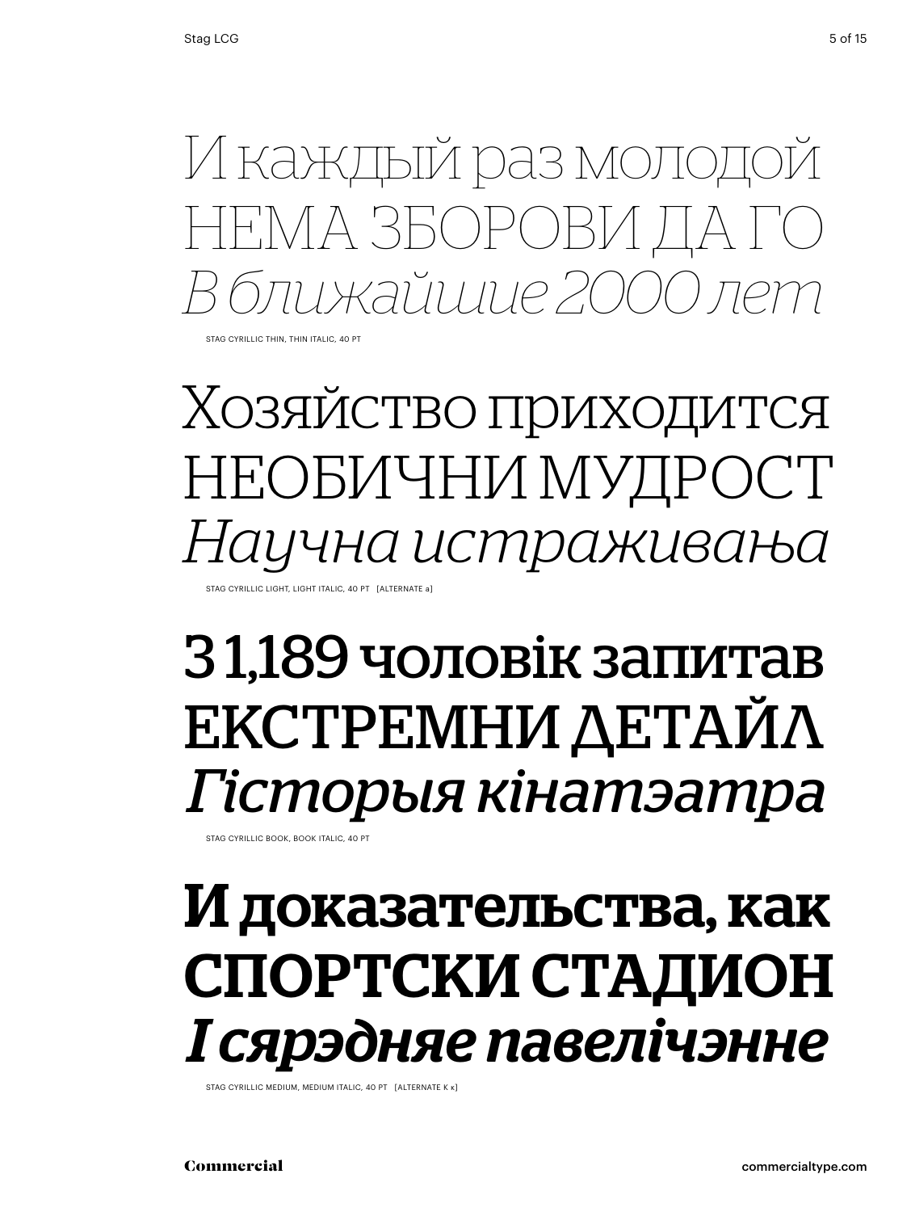И каждый раз молодой
НЕМА ЗБОРОВИ ДА ГО
*В ближайшие 2000 лет*

STAG CYRILLIC THIN, THIN ITALIC, 40 PT

Хозяйство приходится
НЕОБИЧНИ МУДРОСТ
*Научна истраживања*

STAG CYRILLIC LIGHT, LIGHT ITALIC, 40 PT [ALTERNATE a]

З 1,189 чоловік запитав
ЕКСТРЕМНИ ДЕТАЙЛ
*Гісторыя кінатэатра*

STAG CYRILLIC BOOK, BOOK ITALIC, 40 PT

**И доказательства, как**
**СПОРТСКИ СТАДИОН**
***І сярэдняе павелічэнне***

STAG CYRILLIC MEDIUM, MEDIUM ITALIC, 40 PT [ALTERNATE К к]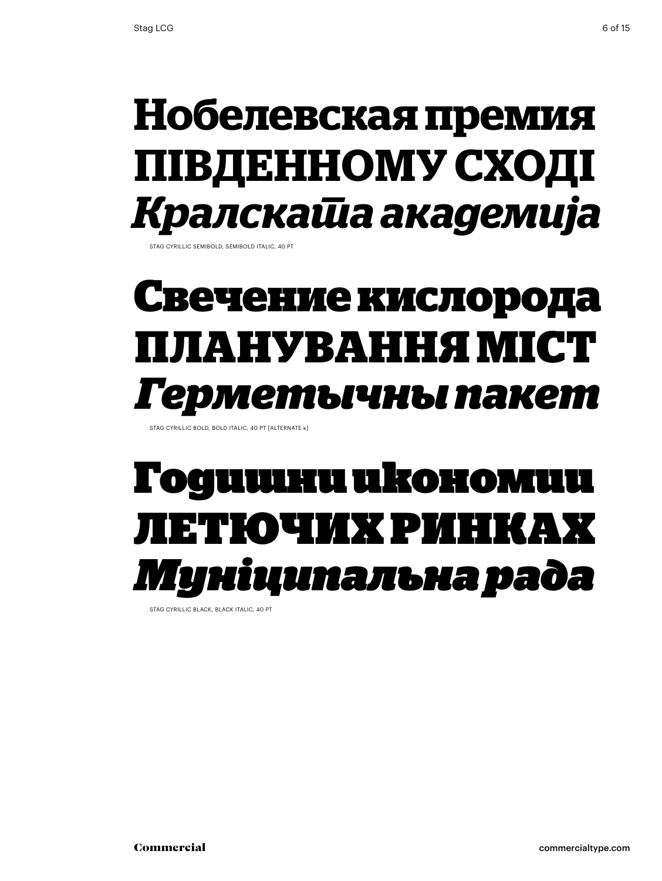**Нобелевская премия**
**ПІВДЕННОМУ СХОДІ**
***Кралската академија***

STAG CYRILLIC SEMIBOLD, SEMIBOLD ITALIC, 40 PT

**Свечение кислорода**
**ПЛАНУВАННЯ МІСТ**
***Герметычны пакет***

STAG CYRILLIC BOLD, BOLD ITALIC, 40 PT [ALTERNATE к]

**Годишни икономии**
**ЛЕТЮЧИХ РИНКАХ**
***Муніципальна рада***

STAG CYRILLIC BLACK, BLACK ITALIC, 40 PT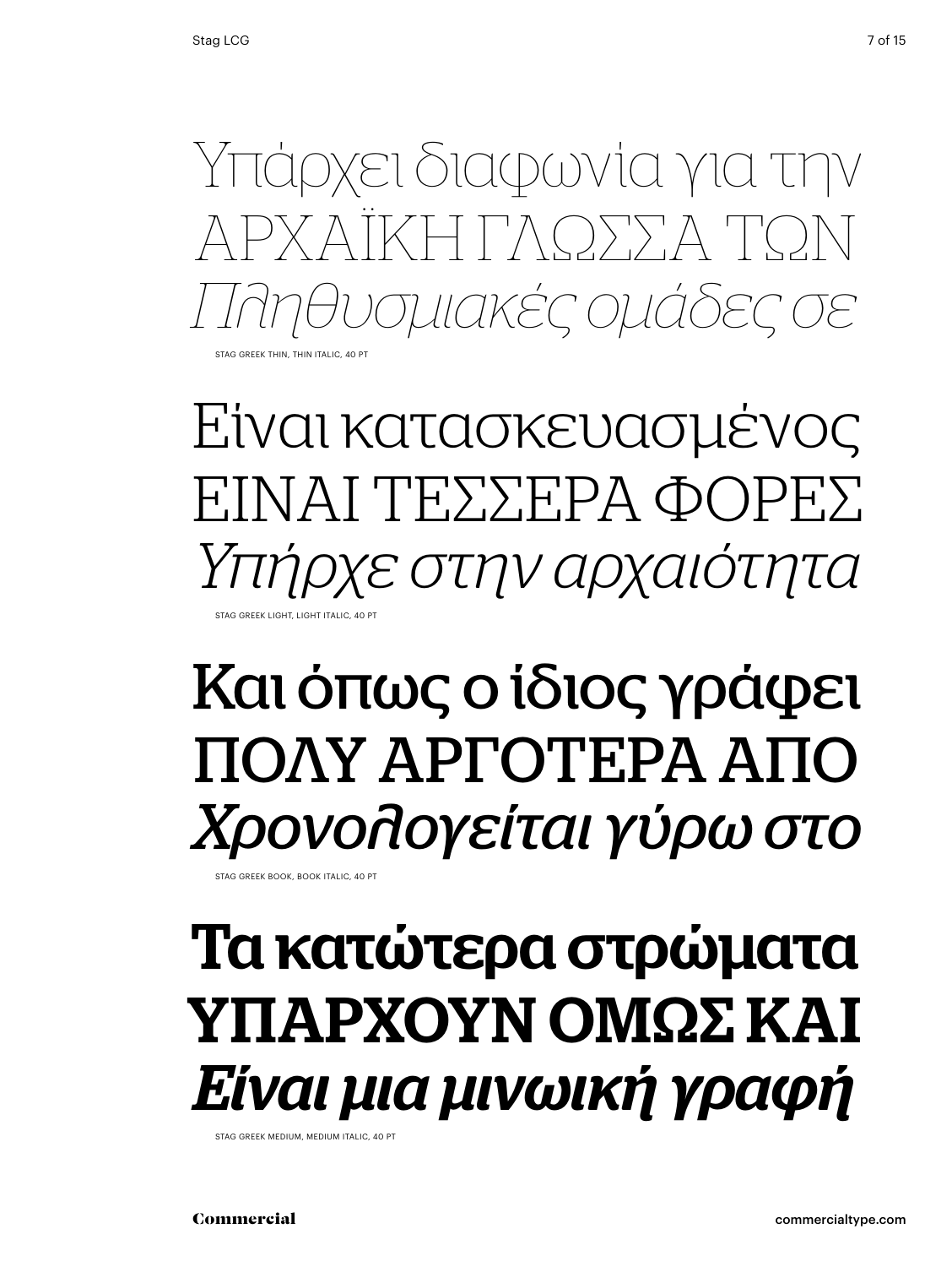Υπάρχει διαφωνία για την
ΑΡΧΑΪΚΗ ΓΛΩΣΣΑ ΤΩΝ
*Πληθυσμιακές ομάδες σε*

STAG GREEK THIN, THIN ITALIC, 40 PT

Είναι κατασκευασμένος
ΕΙΝΑΙ ΤΕΣΣΕΡΑ ΦΟΡΕΣ
*Υπήρχε στην αρχαιότητα*

STAG GREEK LIGHT, LIGHT ITALIC, 40 PT

Και όπως ο ίδιος γράφει
ΠΟΛΥ ΑΡΓΟΤΕΡΑ ΑΠΟ
*Χρονολογείται γύρω στο*

STAG GREEK BOOK, BOOK ITALIC, 40 PT

**Τα κατώτερα στρώματα**
**ΥΠΑΡΧΟΥΝ ΟΜΩΣ ΚΑΙ**
***Είναι μια μινωική γραφή***

STAG GREEK MEDIUM, MEDIUM ITALIC, 40 PT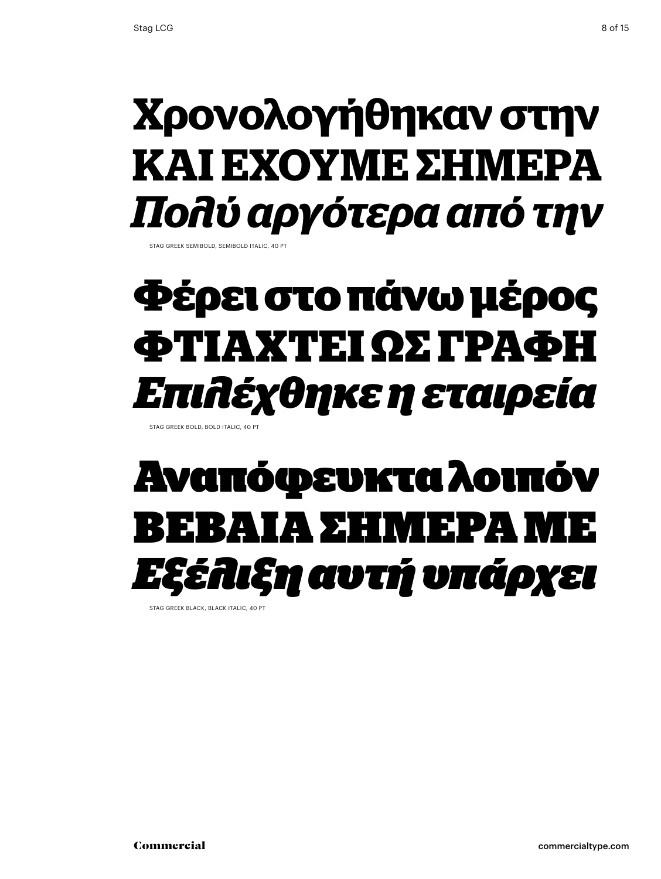**Χρονολογήθηκαν στην**
**ΚΑΙ ΕΧΟΥΜΕ ΣΗΜΕΡΑ**
***Πολύ αργότερα από την***

STAG GREEK SEMIBOLD, SEMIBOLD ITALIC, 40 PT

**Φέρει στο πάνω μέρος**
**ΦΤΙΑΧΤΕΙ ΩΣ ΓΡΑΦΗ**
***Επιλέχθηκε η εταιρεία***

STAG GREEK BOLD, BOLD ITALIC, 40 PT

**Αναπόφευκτα λοιπόν**
**ΒΕΒΑΙΑ ΣΗΜΕΡΑ ΜΕ**
***Εξέλιξη αυτή υπάρχει***

STAG GREEK BLACK, BLACK ITALIC, 40 PT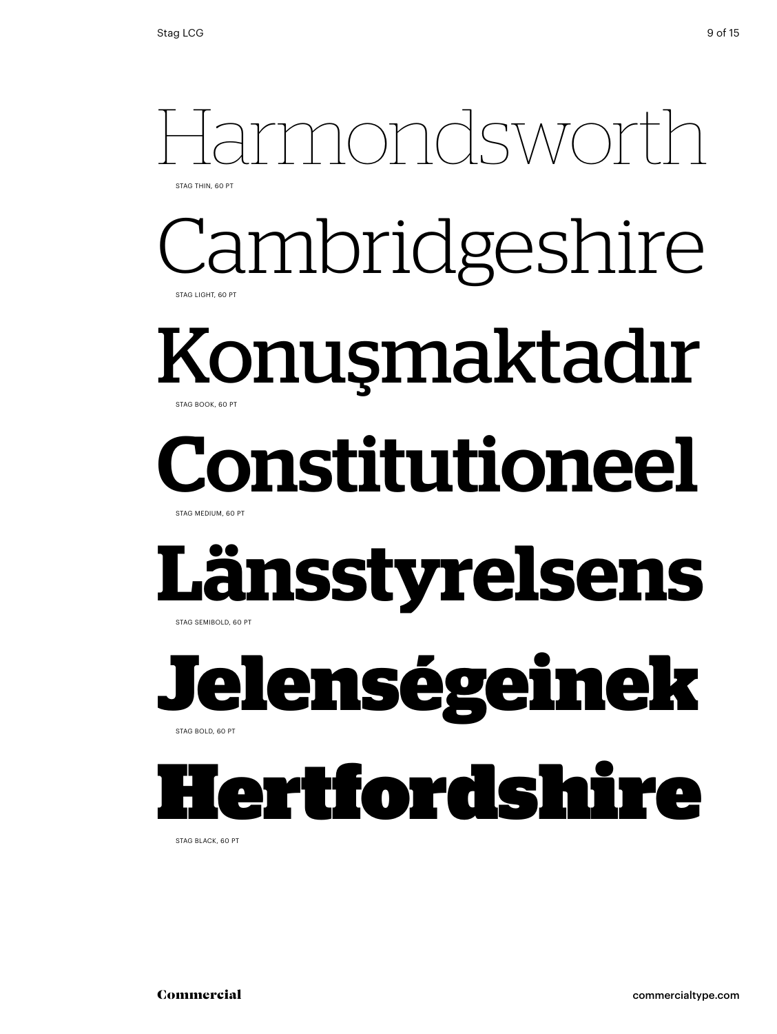Harmondsworth

STAG THIN, 60 PT

Cambridgeshire

STAG LIGHT, 60 PT

Konuşmaktadır

STAG BOOK, 60 PT

Constitutioneel

STAG MEDIUM, 60 PT

Länsstyrelsens

STAG SEMIBOLD, 60 PT

Jelenségeinek

STAG BOLD, 60 PT

Hertfordshire

STAG BLACK, 60 PT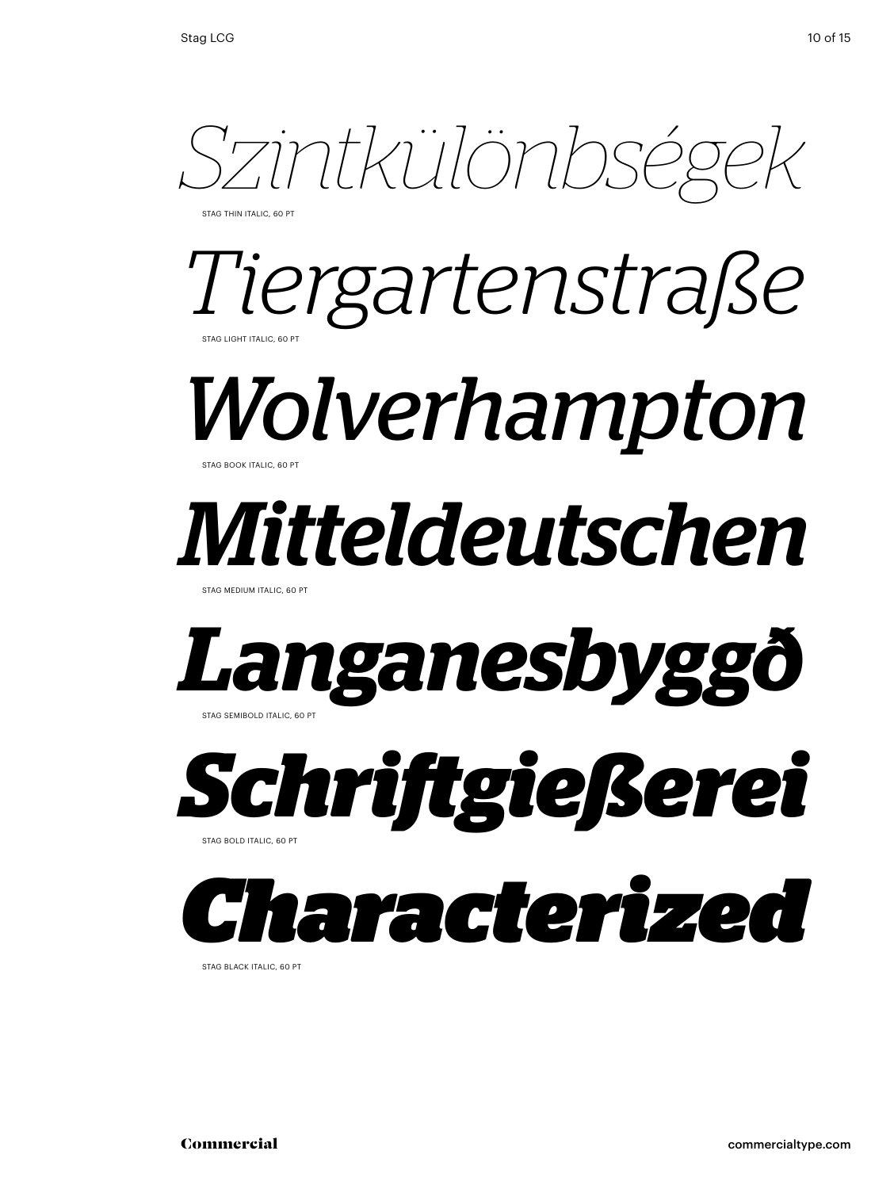*Szintkülönbségek*

STAG THIN ITALIC, 60 PT

*Tiergartenstraße*

STAG LIGHT ITALIC, 60 PT

*Wolverhampton*

STAG BOOK ITALIC, 60 PT

***Mitteldeutschen***

STAG MEDIUM ITALIC, 60 PT

***Langanesbyggð***

STAG SEMIBOLD ITALIC, 60 PT

***Schriftgießerei***

STAG BOLD ITALIC, 60 PT

***Characterized***

STAG BLACK ITALIC, 60 PT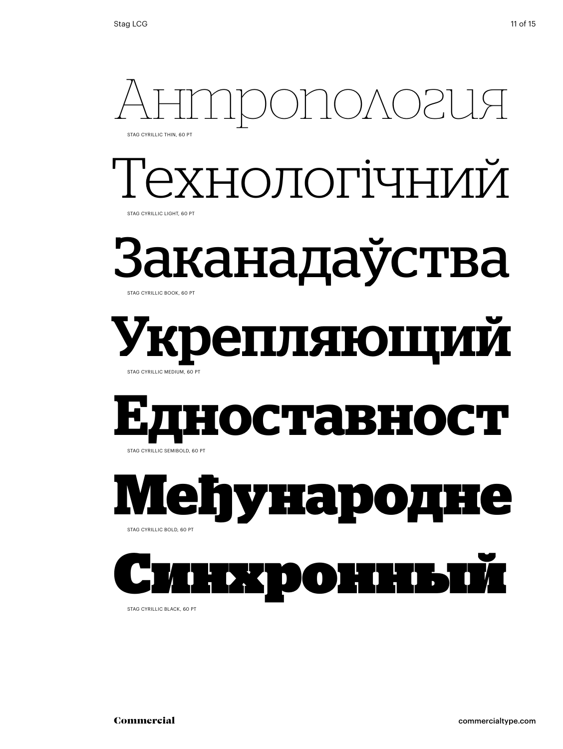Антропология

STAG CYRILLIC THIN, 60 PT

Технологічний

STAG CYRILLIC LIGHT, 60 PT

Заканадаўства

STAG CYRILLIC BOOK, 60 PT

**Укрепляющий**

STAG CYRILLIC MEDIUM, 60 PT

**Едноставност**

STAG CYRILLIC SEMIBOLD, 60 PT

**Међународне**

STAG CYRILLIC BOLD, 60 PT

**Синхронный**

STAG CYRILLIC BLACK, 60 PT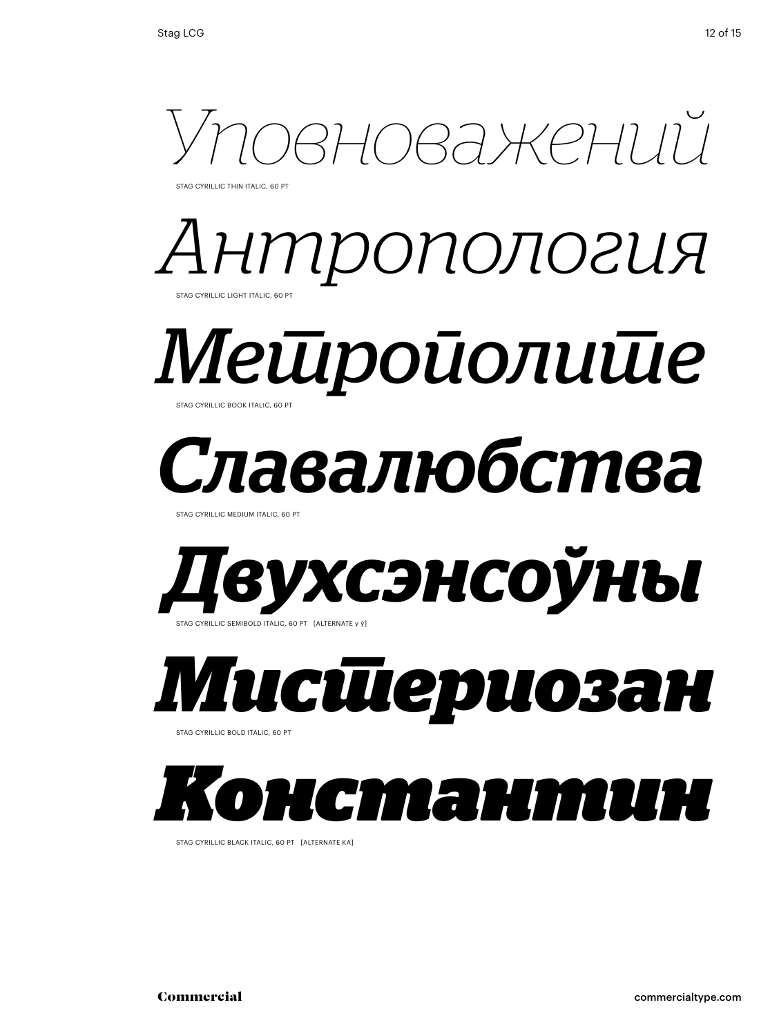*Уповноважений*

STAG CYRILLIC THIN ITALIC, 60 PT

*Антропология*

STAG CYRILLIC LIGHT ITALIC, 60 PT

*Метрополите*

STAG CYRILLIC BOOK ITALIC, 60 PT

***Славалюбства***

STAG CYRILLIC MEDIUM ITALIC, 60 PT

***Двухсэнсоўны***

STAG CYRILLIC SEMIBOLD ITALIC, 60 PT [ALTERNATE у ў]

***Мистериозан***

STAG CYRILLIC BOLD ITALIC, 60 PT

***Константин***

STAG CYRILLIC BLACK ITALIC, 60 PT [ALTERNATE КА]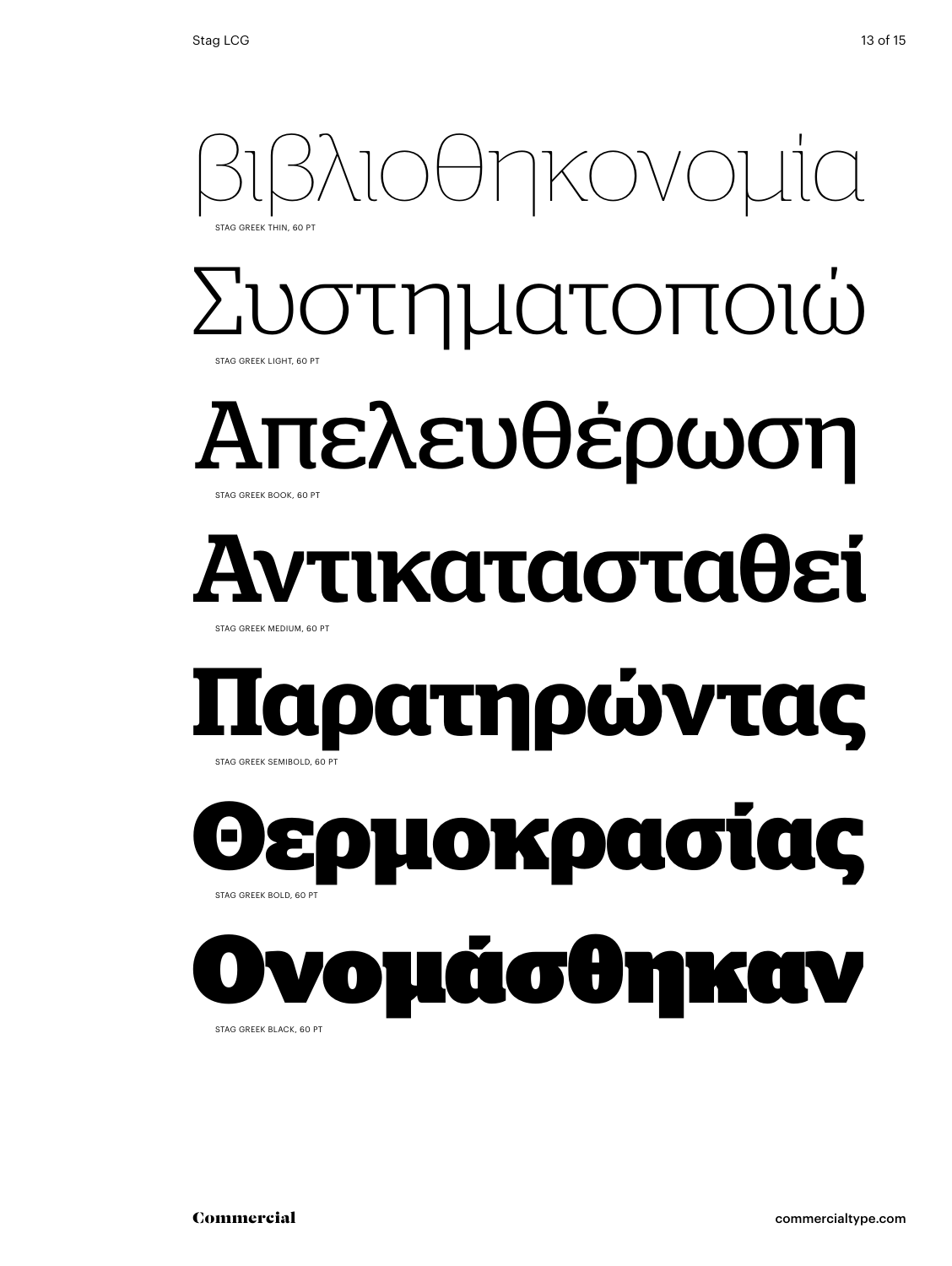βιβλιοθηκονομία

STAG GREEK THIN, 60 PT

Συστηματοποιώ

STAG GREEK LIGHT, 60 PT

Απελευθέρωση

STAG GREEK BOOK, 60 PT

**Αντικατασταθεί**

STAG GREEK MEDIUM, 60 PT

**Παρατηρώντας**

STAG GREEK SEMIBOLD, 60 PT

**Θερμοκρασίας**

STAG GREEK BOLD, 60 PT

**Ονομάσθηκαν**

STAG GREEK BLACK, 60 PT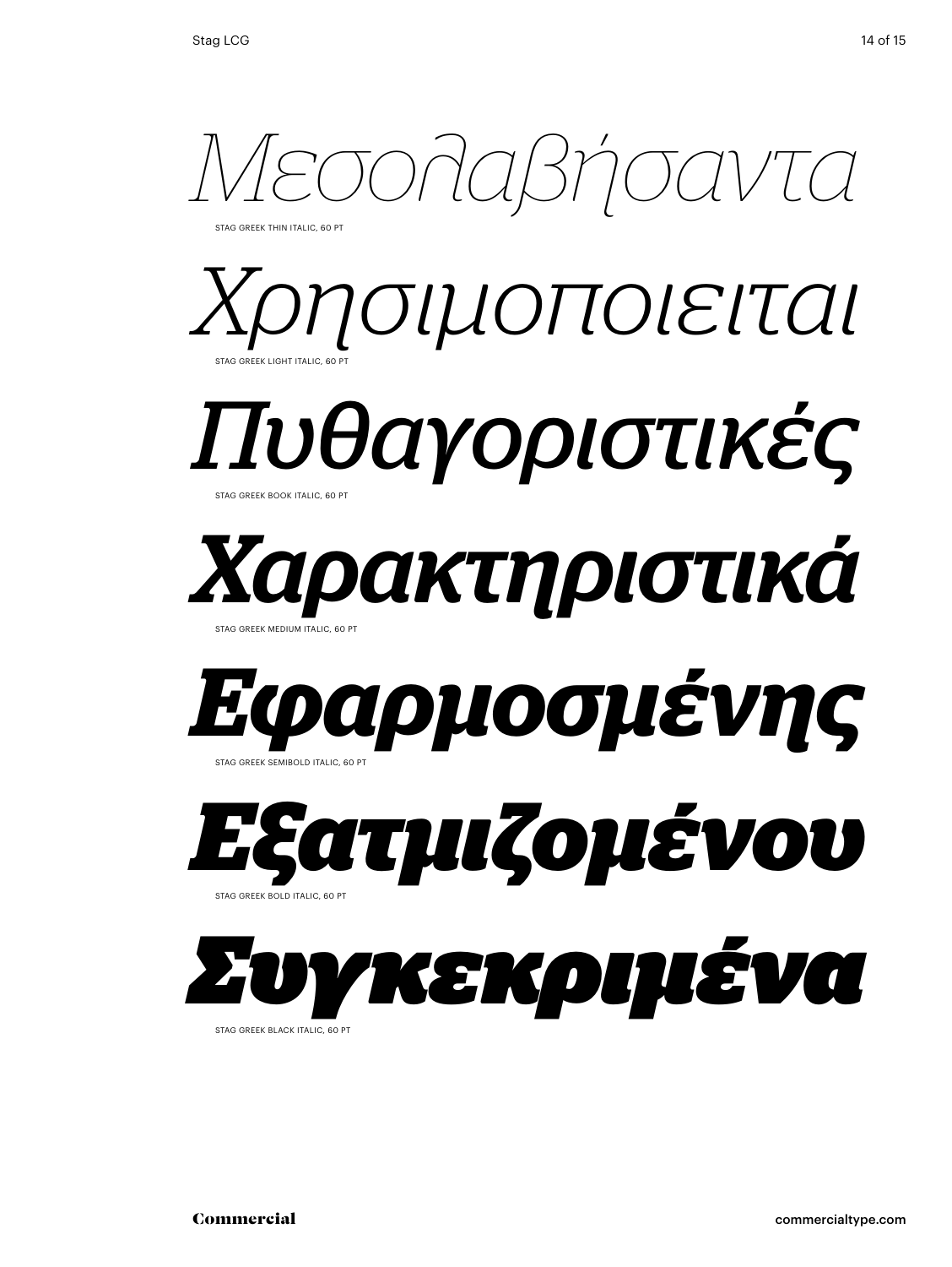*Μεσολαβήσαντα*

STAG GREEK THIN ITALIC, 60 PT

*Χρησιμοποιειται*

STAG GREEK LIGHT ITALIC, 60 PT

*Πυθαγοριστικές*

STAG GREEK BOOK ITALIC, 60 PT

***Χαρακτηριστικά***

STAG GREEK MEDIUM ITALIC, 60 PT

***Εφαρμοσμένης***

STAG GREEK SEMIBOLD ITALIC, 60 PT

***Εξατμιζομένου***

STAG GREEK BOLD ITALIC, 60 PT

***Συγκεκριμένα***

STAG GREEK BLACK ITALIC, 60 PT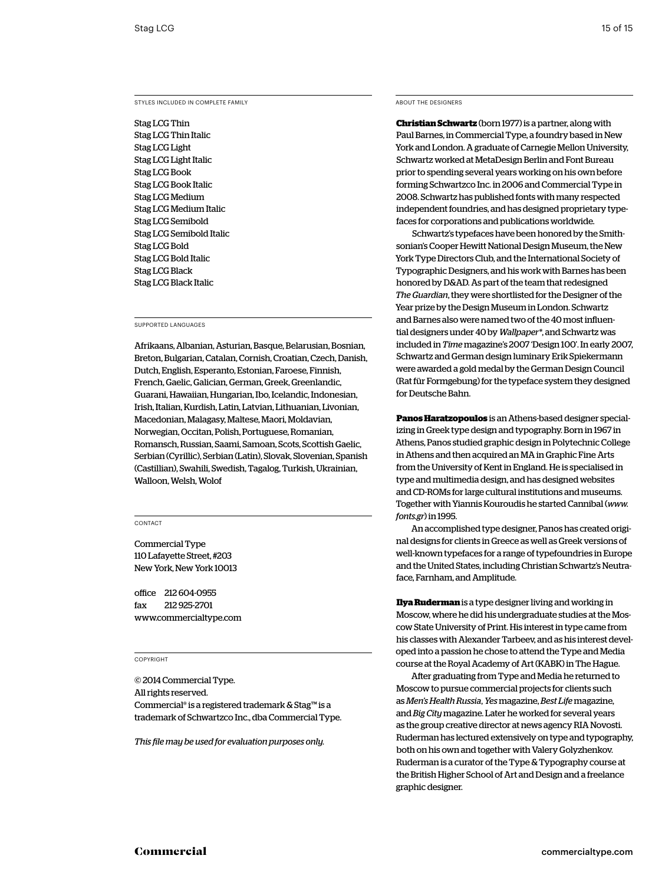## STYLES INCLUDED IN COMPLETE FAMILY

Stag LCG Thin
Stag LCG Thin Italic
Stag LCG Light
Stag LCG Light Italic
Stag LCG Book
Stag LCG Book Italic
Stag LCG Medium
Stag LCG Medium Italic
Stag LCG Semibold
Stag LCG Semibold Italic
Stag LCG Bold
Stag LCG Bold Italic
Stag LCG Black
Stag LCG Black Italic

## SUPPORTED LANGUAGES

Afrikaans, Albanian, Asturian, Basque, Belarusian, Bosnian, Breton, Bulgarian, Catalan, Cornish, Croatian, Czech, Danish, Dutch, English, Esperanto, Estonian, Faroese, Finnish, French, Gaelic, Galician, German, Greek, Greenlandic, Guarani, Hawaiian, Hungarian, Ibo, Icelandic, Indonesian, Irish, Italian, Kurdish, Latin, Latvian, Lithuanian, Livonian, Macedonian, Malagasy, Maltese, Maori, Moldavian, Norwegian, Occitan, Polish, Portuguese, Romanian, Romansch, Russian, Saami, Samoan, Scots, Scottish Gaelic, Serbian (Cyrillic), Serbian (Latin), Slovak, Slovenian, Spanish (Castillian), Swahili, Swedish, Tagalog, Turkish, Ukrainian, Walloon, Welsh, Wolof

## CONTACT

Commercial Type
110 Lafayette Street, #203
New York, New York 10013

office 212 604-0955
fax 212 925-2701
www.commercialtype.com

## COPYRIGHT

© 2014 Commercial Type.
All rights reserved.
Commercial® is a registered trademark & Stag™ is a trademark of Schwartzco Inc., dba Commercial Type.

*This file may be used for evaluation purposes only.*

## ABOUT THE DESIGNERS

**Christian Schwartz** (born 1977) is a partner, along with Paul Barnes, in Commercial Type, a foundry based in New York and London. A graduate of Carnegie Mellon University, Schwartz worked at MetaDesign Berlin and Font Bureau prior to spending several years working on his own before forming Schwartzco Inc. in 2006 and Commercial Type in 2008. Schwartz has published fonts with many respected independent foundries, and has designed proprietary typefaces for corporations and publications worldwide.

Schwartz's typefaces have been honored by the Smithsonian's Cooper Hewitt National Design Museum, the New York Type Directors Club, and the International Society of Typographic Designers, and his work with Barnes has been honored by D&AD. As part of the team that redesigned *The Guardian*, they were shortlisted for the Designer of the Year prize by the Design Museum in London. Schwartz and Barnes also were named two of the 40 most influential designers under 40 by *Wallpaper\**, and Schwartz was included in *Time* magazine's 2007 'Design 100'. In early 2007, Schwartz and German design luminary Erik Spiekermann were awarded a gold medal by the German Design Council (Rat für Formgebung) for the typeface system they designed for Deutsche Bahn.

**Panos Haratzopoulos** is an Athens-based designer specializing in Greek type design and typography. Born in 1967 in Athens, Panos studied graphic design in Polytechnic College in Athens and then acquired an MA in Graphic Fine Arts from the University of Kent in England. He is specialised in type and multimedia design, and has designed websites and CD-ROMs for large cultural institutions and museums. Together with Yiannis Kouroudis he started Cannibal (*www.fonts.gr*) in 1995.

An accomplished type designer, Panos has created original designs for clients in Greece as well as Greek versions of well-known typefaces for a range of typefoundries in Europe and the United States, including Christian Schwartz's Neutraface, Farnham, and Amplitude.

**Ilya Ruderman** is a type designer living and working in Moscow, where he did his undergraduate studies at the Moscow State University of Print. His interest in type came from his classes with Alexander Tarbeev, and as his interest developed into a passion he chose to attend the Type and Media course at the Royal Academy of Art (KABK) in The Hague.

After graduating from Type and Media he returned to Moscow to pursue commercial projects for clients such as *Men's Health Russia*, *Yes* magazine, *Best Life* magazine, and *Big City* magazine. Later he worked for several years as the group creative director at news agency RIA Novosti. Ruderman has lectured extensively on type and typography, both on his own and together with Valery Golyzhenkov. Ruderman is a curator of the Type & Typography course at the British Higher School of Art and Design and a freelance graphic designer.